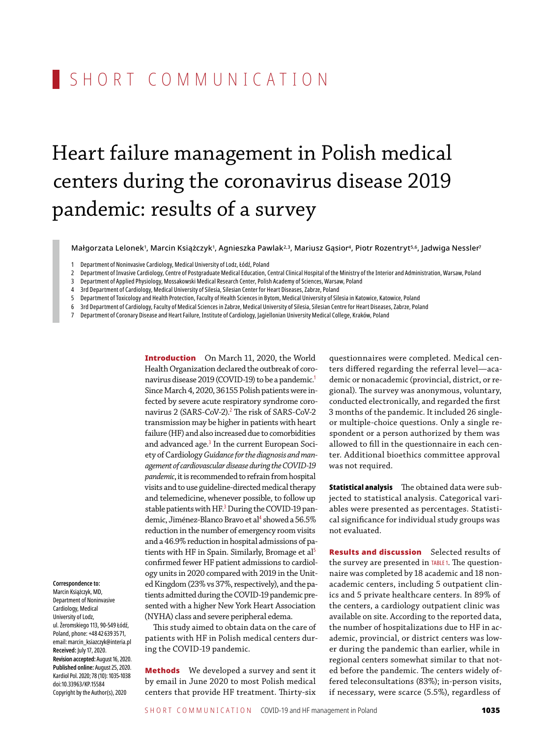SHORT COMMUNICATION

# Heart failure management in Polish medical centers during the coronavirus disease 2019 pandemic: results of a survey

Małgorzata Lelonek[1], Marcin Książczyk[1], Agnieszka Pawlak[2,3], Mariusz Gąsior[4], Piotr Rozentryt[5,6], Jadwiga Nessler[7]

1 Department of Noninvasive Cardiology, Medical University of Lodz, Łódź, Poland
2 Department of Invasive Cardiology, Centre of Postgraduate Medical Education, Central Clinical Hospital of the Ministry of the Interior and Administration, Warsaw, Poland
3 Department of Applied Physiology, Mossakowski Medical Research Center, Polish Academy of Sciences, Warsaw, Poland
4 3rd Department of Cardiology, Medical University of Silesia, Silesian Center for Heart Diseases, Zabrze, Poland
5 Department of Toxicology and Health Protection, Faculty of Health Sciences in Bytom, Medical University of Silesia in Katowice, Katowice, Poland
6 3rd Department of Cardiology, Faculty of Medical Sciences in Zabrze, Medical University of Silesia, Silesian Centre for Heart Diseases, Zabrze, Poland
7 Department of Coronary Disease and Heart Failure, Institute of Cardiology, Jagiellonian University Medical College, Kraków, Poland

**Correspondence to:**
Marcin Książczyk, MD,
Department of Noninvasive Cardiology, Medical University of Lodz,
ul. Żeromskiego 113, 90-549 Łódź, Poland, phone: +48 42 639 35 71,
email: marcin_ksiazczyk@interia.pl
**Received:** July 17, 2020.
**Revision accepted:** August 16, 2020.
**Published online:** August 25, 2020.
Kardiol Pol. 2020; 78 (10): 1035-1038
doi:10.33963/KP.15584
Copyright by the Author(s), 2020

**Introduction** On March 11, 2020, the World Health Organization declared the outbreak of coronavirus disease 2019 (COVID-19) to be a pandemic.[1] Since March 4, 2020, 36155 Polish patients were infected by severe acute respiratory syndrome coronavirus 2 (SARS-CoV-2).[2] The risk of SARS-CoV-2 transmission may be higher in patients with heart failure (HF) and also increased due to comorbidities and advanced age.[3] In the current European Society of Cardiology *Guidance for the diagnosis and management of cardiovascular disease during the COVID-19 pandemic*, it is recommended to refrain from hospital visits and to use guideline-directed medical therapy and telemedicine, whenever possible, to follow up stable patients with HF.[3] During the COVID-19 pandemic, Jiménez-Blanco Bravo et al[4] showed a 56.5% reduction in the number of emergency room visits and a 46.9% reduction in hospital admissions of patients with HF in Spain. Similarly, Bromage et al[5] confirmed fewer HF patient admissions to cardiology units in 2020 compared with 2019 in the United Kingdom (23% vs 37%, respectively), and the patients admitted during the COVID-19 pandemic presented with a higher New York Heart Association (NYHA) class and severe peripheral edema.

This study aimed to obtain data on the care of patients with HF in Polish medical centers during the COVID-19 pandemic.

**Methods** We developed a survey and sent it by email in June 2020 to most Polish medical centers that provide HF treatment. Thirty-six questionnaires were completed. Medical centers differed regarding the referral level—academic or nonacademic (provincial, district, or regional). The survey was anonymous, voluntary, conducted electronically, and regarded the first 3 months of the pandemic. It included 26 single- or multiple-choice questions. Only a single respondent or a person authorized by them was allowed to fill in the questionnaire in each center. Additional bioethics committee approval was not required.

**Statistical analysis** The obtained data were subjected to statistical analysis. Categorical variables were presented as percentages. Statistical significance for individual study groups was not evaluated.

**Results and discussion** Selected results of the survey are presented in TABLE 1. The questionnaire was completed by 18 academic and 18 nonacademic centers, including 5 outpatient clinics and 5 private healthcare centers. In 89% of the centers, a cardiology outpatient clinic was available on site. According to the reported data, the number of hospitalizations due to HF in academic, provincial, or district centers was lower during the pandemic than earlier, while in regional centers somewhat similar to that noted before the pandemic. The centers widely offered teleconsultations (83%); in-person visits, if necessary, were scarce (5.5%), regardless of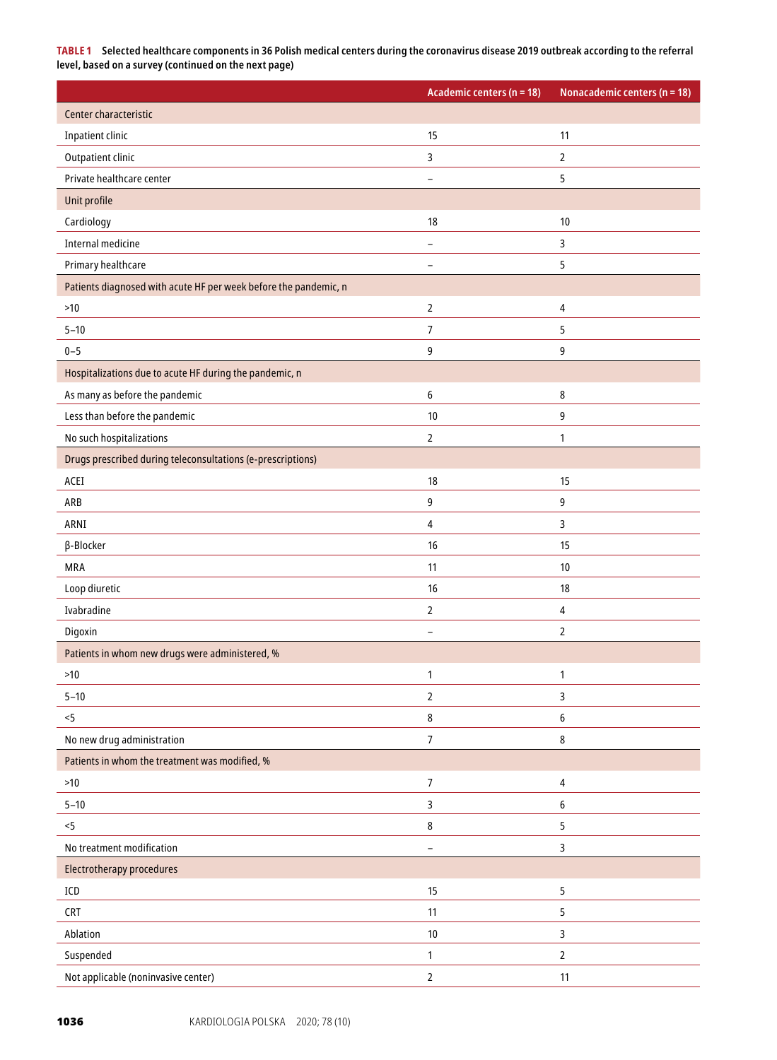**TABLE 1** Selected healthcare components in 36 Polish medical centers during the coronavirus disease 2019 outbreak according to the referral level, based on a survey (continued on the next page)

| | Academic centers (n = 18) | Nonacademic centers (n = 18) |
|---|---|---|
| Center characteristic | | |
| Inpatient clinic | 15 | 11 |
| Outpatient clinic | 3 | 2 |
| Private healthcare center | – | 5 |
| Unit profile | | |
| Cardiology | 18 | 10 |
| Internal medicine | – | 3 |
| Primary healthcare | – | 5 |
| Patients diagnosed with acute HF per week before the pandemic, n | | |
| >10 | 2 | 4 |
| 5–10 | 7 | 5 |
| 0–5 | 9 | 9 |
| Hospitalizations due to acute HF during the pandemic, n | | |
| As many as before the pandemic | 6 | 8 |
| Less than before the pandemic | 10 | 9 |
| No such hospitalizations | 2 | 1 |
| Drugs prescribed during teleconsultations (e-prescriptions) | | |
| ACEI | 18 | 15 |
| ARB | 9 | 9 |
| ARNI | 4 | 3 |
| β-Blocker | 16 | 15 |
| MRA | 11 | 10 |
| Loop diuretic | 16 | 18 |
| Ivabradine | 2 | 4 |
| Digoxin | – | 2 |
| Patients in whom new drugs were administered, % | | |
| >10 | 1 | 1 |
| 5–10 | 2 | 3 |
| <5 | 8 | 6 |
| No new drug administration | 7 | 8 |
| Patients in whom the treatment was modified, % | | |
| >10 | 7 | 4 |
| 5–10 | 3 | 6 |
| <5 | 8 | 5 |
| No treatment modification | – | 3 |
| Electrotherapy procedures | | |
| ICD | 15 | 5 |
| CRT | 11 | 5 |
| Ablation | 10 | 3 |
| Suspended | 1 | 2 |
| Not applicable (noninvasive center) | 2 | 11 |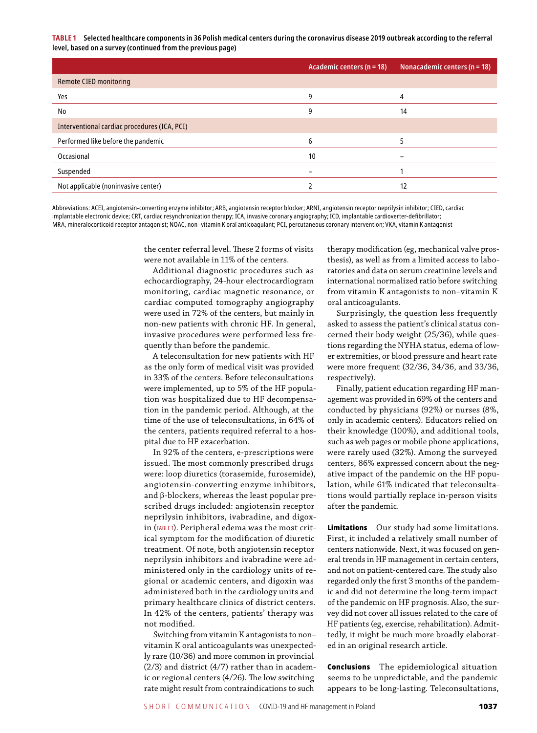**TABLE 1 Selected healthcare components in 36 Polish medical centers during the coronavirus disease 2019 outbreak according to the referral level, based on a survey (continued from the previous page)**

| | Academic centers (n = 18) | Nonacademic centers (n = 18) |
|---|---|---|
| Remote CIED monitoring | | |
| Yes | 9 | 4 |
| No | 9 | 14 |
| Interventional cardiac procedures (ICA, PCI) | | |
| Performed like before the pandemic | 6 | 5 |
| Occasional | 10 | – |
| Suspended | – | 1 |
| Not applicable (noninvasive center) | 2 | 12 |

Abbreviations: ACEI, angiotensin-converting enzyme inhibitor; ARB, angiotensin receptor blocker; ARNI, angiotensin receptor neprilysin inhibitor; CIED, cardiac implantable electronic device; CRT, cardiac resynchronization therapy; ICA, invasive coronary angiography; ICD, implantable cardioverter-defibrillator; MRA, mineralocorticoid receptor antagonist; NOAC, non–vitamin K oral anticoagulant; PCI, percutaneous coronary intervention; VKA, vitamin K antagonist

the center referral level. These 2 forms of visits were not available in 11% of the centers.

Additional diagnostic procedures such as echocardiography, 24-hour electrocardiogram monitoring, cardiac magnetic resonance, or cardiac computed tomography angiography were used in 72% of the centers, but mainly in non-new patients with chronic HF. In general, invasive procedures were performed less frequently than before the pandemic.

A teleconsultation for new patients with HF as the only form of medical visit was provided in 33% of the centers. Before teleconsultations were implemented, up to 5% of the HF population was hospitalized due to HF decompensation in the pandemic period. Although, at the time of the use of teleconsultations, in 64% of the centers, patients required referral to a hospital due to HF exacerbation.

In 92% of the centers, e-prescriptions were issued. The most commonly prescribed drugs were: loop diuretics (torasemide, furosemide), angiotensin-converting enzyme inhibitors, and β-blockers, whereas the least popular prescribed drugs included: angiotensin receptor neprilysin inhibitors, ivabradine, and digoxin (TABLE 1). Peripheral edema was the most critical symptom for the modification of diuretic treatment. Of note, both angiotensin receptor neprilysin inhibitors and ivabradine were administered only in the cardiology units of regional or academic centers, and digoxin was administered both in the cardiology units and primary healthcare clinics of district centers. In 42% of the centers, patients' therapy was not modified.

Switching from vitamin K antagonists to non–vitamin K oral anticoagulants was unexpectedly rare (10/36) and more common in provincial (2/3) and district (4/7) rather than in academic or regional centers (4/26). The low switching rate might result from contraindications to such therapy modification (eg, mechanical valve prosthesis), as well as from a limited access to laboratories and data on serum creatinine levels and international normalized ratio before switching from vitamin K antagonists to non–vitamin K oral anticoagulants.

Surprisingly, the question less frequently asked to assess the patient's clinical status concerned their body weight (25/36), while questions regarding the NYHA status, edema of lower extremities, or blood pressure and heart rate were more frequent (32/36, 34/36, and 33/36, respectively).

Finally, patient education regarding HF management was provided in 69% of the centers and conducted by physicians (92%) or nurses (8%, only in academic centers). Educators relied on their knowledge (100%), and additional tools, such as web pages or mobile phone applications, were rarely used (32%). Among the surveyed centers, 86% expressed concern about the negative impact of the pandemic on the HF population, while 61% indicated that teleconsultations would partially replace in-person visits after the pandemic.

**Limitations** Our study had some limitations. First, it included a relatively small number of centers nationwide. Next, it was focused on general trends in HF management in certain centers, and not on patient-centered care. The study also regarded only the first 3 months of the pandemic and did not determine the long-term impact of the pandemic on HF prognosis. Also, the survey did not cover all issues related to the care of HF patients (eg, exercise, rehabilitation). Admittedly, it might be much more broadly elaborated in an original research article.

**Conclusions** The epidemiological situation seems to be unpredictable, and the pandemic appears to be long-lasting. Teleconsultations,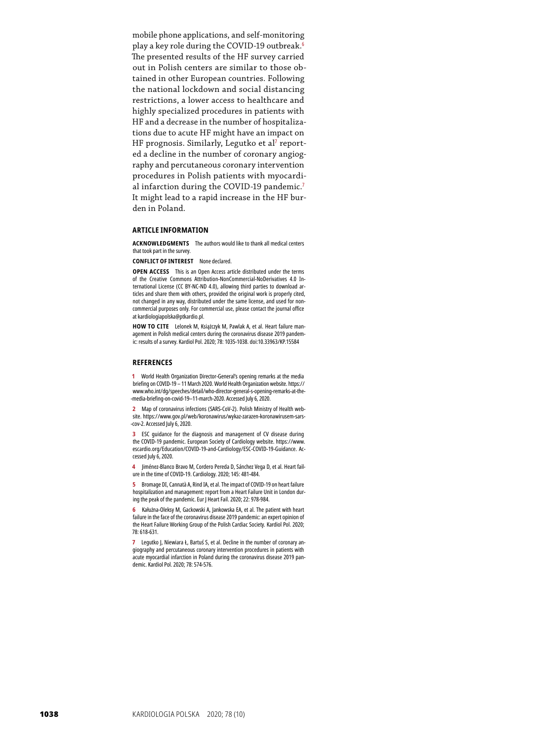mobile phone applications, and self-monitoring play a key role during the COVID-19 outbreak.[6] The presented results of the HF survey carried out in Polish centers are similar to those obtained in other European countries. Following the national lockdown and social distancing restrictions, a lower access to healthcare and highly specialized procedures in patients with HF and a decrease in the number of hospitalizations due to acute HF might have an impact on HF prognosis. Similarly, Legutko et al[7] reported a decline in the number of coronary angiography and percutaneous coronary intervention procedures in Polish patients with myocardial infarction during the COVID-19 pandemic.[7] It might lead to a rapid increase in the HF burden in Poland.

## ARTICLE INFORMATION

**ACKNOWLEDGMENTS** The authors would like to thank all medical centers that took part in the survey.

**CONFLICT OF INTEREST** None declared.

**OPEN ACCESS** This is an Open Access article distributed under the terms of the Creative Commons Attribution-NonCommercial-NoDerivatives 4.0 International License (CC BY-NC-ND 4.0), allowing third parties to download articles and share them with others, provided the original work is properly cited, not changed in any way, distributed under the same license, and used for noncommercial purposes only. For commercial use, please contact the journal office at kardiologiapolska@ptkardio.pl.

**HOW TO CITE** Lelonek M, Książczyk M, Pawlak A, et al. Heart failure management in Polish medical centers during the coronavirus disease 2019 pandemic: results of a survey. Kardiol Pol. 2020; 78: 1035-1038. doi:10.33963/KP.15584

## REFERENCES

1 World Health Organization Director-General's opening remarks at the media briefing on COVID-19 – 11 March 2020. World Health Organization website. https://www.who.int/dg/speeches/detail/who-director-general-s-opening-remarks-at-the-media-briefing-on-covid-19---11-march-2020. Accessed July 6, 2020.

2 Map of coronavirus infections (SARS-CoV-2). Polish Ministry of Health website. https://www.gov.pl/web/koronawirus/wykaz-zarazen-koronawirusem-sars-cov-2. Accessed July 6, 2020.

3 ESC guidance for the diagnosis and management of CV disease during the COVID-19 pandemic. European Society of Cardiology website. https://www.escardio.org/Education/COVID-19-and-Cardiology/ESC-COVID-19-Guidance. Accessed July 6, 2020.

4 Jiménez-Blanco Bravo M, Cordero Pereda D, Sánchez Vega D, et al. Heart failure in the time of COVID-19. Cardiology. 2020; 145: 481-484.

5 Bromage DI, Cannatà A, Rind IA, et al. The impact of COVID-19 on heart failure hospitalization and management: report from a Heart Failure Unit in London during the peak of the pandemic. Eur J Heart Fail. 2020; 22: 978-984.

6 Kałużna-Oleksy M, Gackowski A, Jankowska EA, et al. The patient with heart failure in the face of the coronavirus disease 2019 pandemic: an expert opinion of the Heart Failure Working Group of the Polish Cardiac Society. Kardiol Pol. 2020; 78: 618-631.

7 Legutko J, Niewiara Ł, Bartuś S, et al. Decline in the number of coronary angiography and percutaneous coronary intervention procedures in patients with acute myocardial infarction in Poland during the coronavirus disease 2019 pandemic. Kardiol Pol. 2020; 78: 574-576.